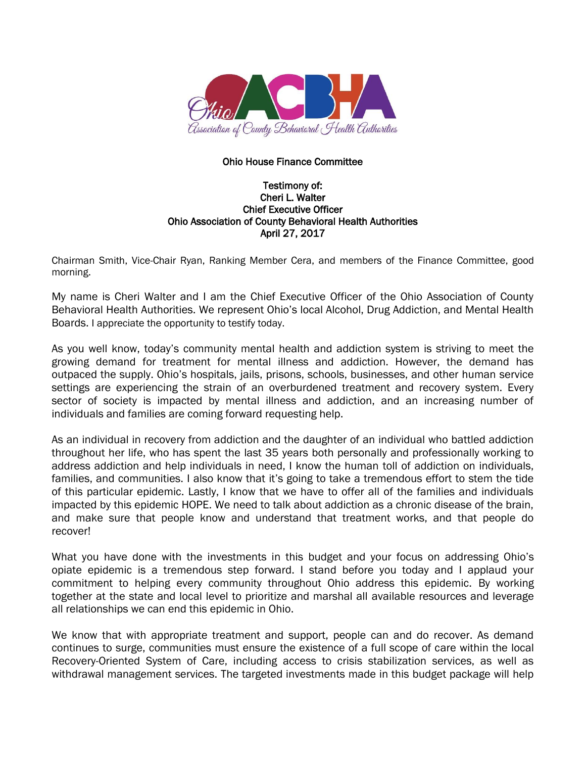Ohio House Finance Committee

Testimony of:
Cheri L. Walter
Chief Executive Officer
Ohio Association of County Behavioral Health Authorities
April 27, 2017

Chairman Smith, Vice-Chair Ryan, Ranking Member Cera, and members of the Finance Committee, good morning.

My name is Cheri Walter and I am the Chief Executive Officer of the Ohio Association of County Behavioral Health Authorities. We represent Ohio's local Alcohol, Drug Addiction, and Mental Health Boards. I appreciate the opportunity to testify today.

As you well know, today's community mental health and addiction system is striving to meet the growing demand for treatment for mental illness and addiction. However, the demand has outpaced the supply. Ohio's hospitals, jails, prisons, schools, businesses, and other human service settings are experiencing the strain of an overburdened treatment and recovery system. Every sector of society is impacted by mental illness and addiction, and an increasing number of individuals and families are coming forward requesting help.

As an individual in recovery from addiction and the daughter of an individual who battled addiction throughout her life, who has spent the last 35 years both personally and professionally working to address addiction and help individuals in need, I know the human toll of addiction on individuals, families, and communities. I also know that it's going to take a tremendous effort to stem the tide of this particular epidemic. Lastly, I know that we have to offer all of the families and individuals impacted by this epidemic HOPE. We need to talk about addiction as a chronic disease of the brain, and make sure that people know and understand that treatment works, and that people do recover!

What you have done with the investments in this budget and your focus on addressing Ohio's opiate epidemic is a tremendous step forward. I stand before you today and I applaud your commitment to helping every community throughout Ohio address this epidemic. By working together at the state and local level to prioritize and marshal all available resources and leverage all relationships we can end this epidemic in Ohio.

We know that with appropriate treatment and support, people can and do recover. As demand continues to surge, communities must ensure the existence of a full scope of care within the local Recovery-Oriented System of Care, including access to crisis stabilization services, as well as withdrawal management services. The targeted investments made in this budget package will help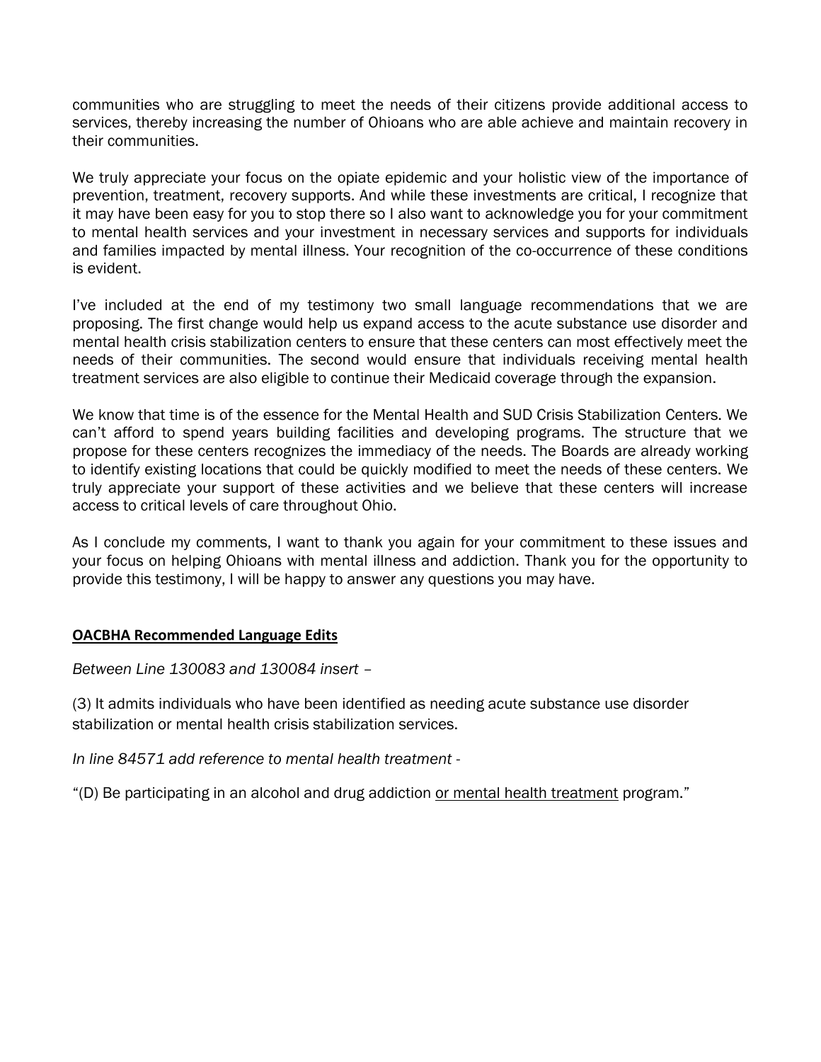communities who are struggling to meet the needs of their citizens provide additional access to services, thereby increasing the number of Ohioans who are able achieve and maintain recovery in their communities.

We truly appreciate your focus on the opiate epidemic and your holistic view of the importance of prevention, treatment, recovery supports. And while these investments are critical, I recognize that it may have been easy for you to stop there so I also want to acknowledge you for your commitment to mental health services and your investment in necessary services and supports for individuals and families impacted by mental illness. Your recognition of the co-occurrence of these conditions is evident.

I've included at the end of my testimony two small language recommendations that we are proposing. The first change would help us expand access to the acute substance use disorder and mental health crisis stabilization centers to ensure that these centers can most effectively meet the needs of their communities. The second would ensure that individuals receiving mental health treatment services are also eligible to continue their Medicaid coverage through the expansion.

We know that time is of the essence for the Mental Health and SUD Crisis Stabilization Centers. We can't afford to spend years building facilities and developing programs. The structure that we propose for these centers recognizes the immediacy of the needs. The Boards are already working to identify existing locations that could be quickly modified to meet the needs of these centers. We truly appreciate your support of these activities and we believe that these centers will increase access to critical levels of care throughout Ohio.

As I conclude my comments, I want to thank you again for your commitment to these issues and your focus on helping Ohioans with mental illness and addiction. Thank you for the opportunity to provide this testimony, I will be happy to answer any questions you may have.

**OACBHA Recommended Language Edits**

*Between Line 130083 and 130084 insert –*

(3) It admits individuals who have been identified as needing acute substance use disorder stabilization or mental health crisis stabilization services.

*In line 84571 add reference to mental health treatment -*

"(D) Be participating in an alcohol and drug addiction <u>or mental health treatment</u> program."